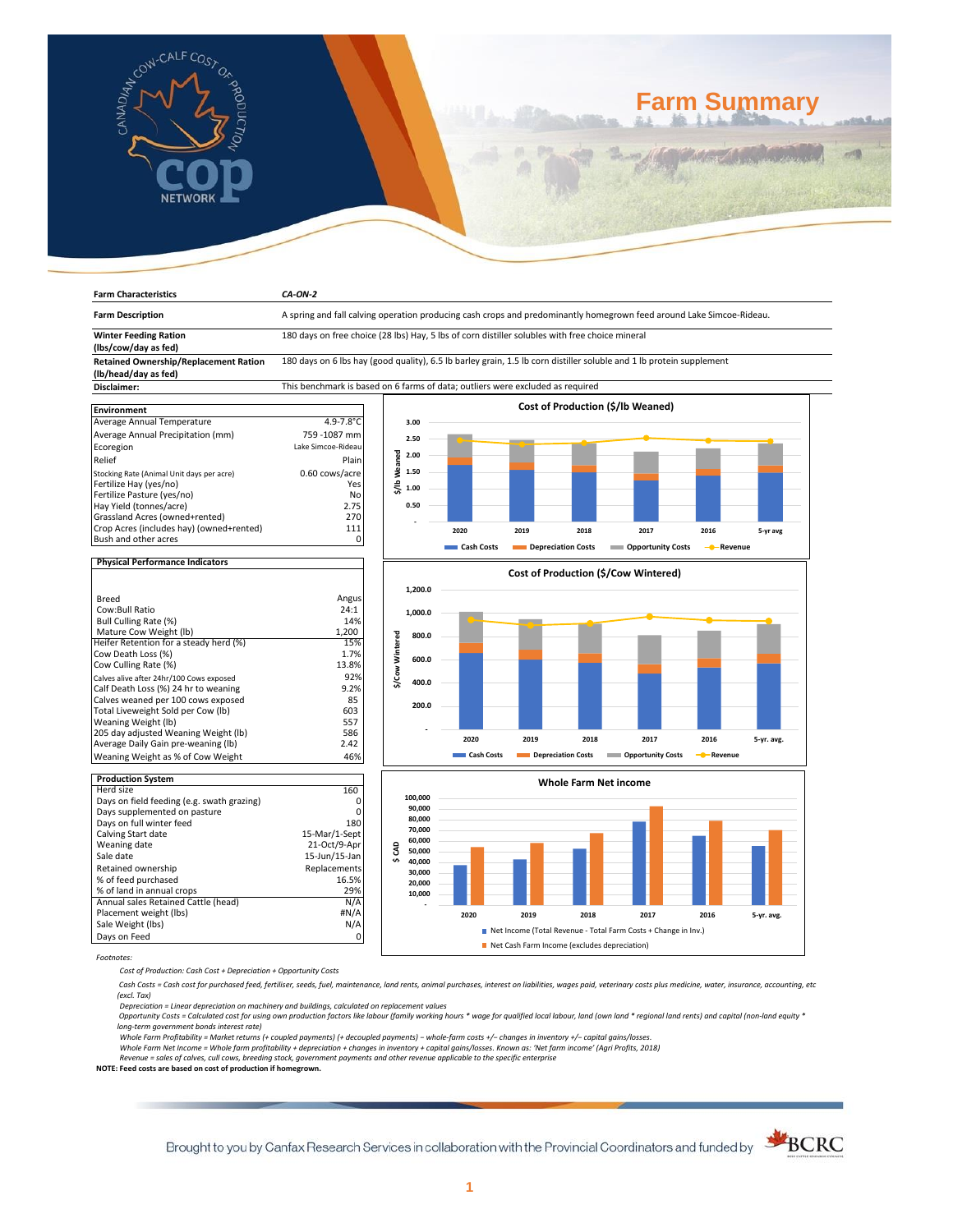# Farm Summary

| Farm Characteristics | CA-ON-2 |
|---|---|
| Farm Description | A spring and fall calving operation producing cash crops and predominantly homegrown feed around Lake Simcoe-Rideau. |
| Winter Feeding Ration (lbs/cow/day as fed) | 180 days on free choice (28 lbs) Hay, 5 lbs of corn distiller solubles with free choice mineral |
| Retained Ownership/Replacement Ration (lb/head/day as fed) | 180 days on 6 lbs hay (good quality), 6.5 lb barley grain, 1.5 lb corn distiller soluble and 1 lb protein supplement |
| Disclaimer: | This benchmark is based on 6 farms of data; outliers were excluded as required |

| Environment | |
|---|---|
| Average Annual Temperature | 4.9-7.8°C |
| Average Annual Precipitation (mm) | 759 -1087 mm |
| Ecoregion | Lake Simcoe-Rideau |
| Relief | Plain |
| Stocking Rate (Animal Unit days per acre) | 0.60 cows/acre |
| Fertilize Hay (yes/no) | Yes |
| Fertilize Pasture (yes/no) | No |
| Hay Yield (tonnes/acre) | 2.75 |
| Grassland Acres (owned+rented) | 270 |
| Crop Acres (includes hay) (owned+rented) | 111 |
| Bush and other acres | 0 |

| Physical Performance Indicators | |
|---|---|
| Breed | Angus |
| Cow:Bull Ratio | 24:1 |
| Bull Culling Rate (%) | 14% |
| Mature Cow Weight (lb) | 1,200 |
| Heifer Retention for a steady herd (%) | 15% |
| Cow Death Loss (%) | 1.7% |
| Cow Culling Rate (%) | 13.8% |
| Calves alive after 24hr/100 Cows exposed | 92% |
| Calf Death Loss (%) 24 hr to weaning | 9.2% |
| Calves weaned per 100 cows exposed | 85 |
| Total Liveweight Sold per Cow (lb) | 603 |
| Weaning Weight (lb) | 557 |
| 205 day adjusted Weaning Weight (lb) | 586 |
| Average Daily Gain pre-weaning (lb) | 2.42 |
| Weaning Weight as % of Cow Weight | 46% |

| Production System | |
|---|---|
| Herd size | 160 |
| Days on field feeding (e.g. swath grazing) | 0 |
| Days supplemented on pasture | 0 |
| Days on full winter feed | 180 |
| Calving Start date | 15-Mar/1-Sept |
| Weaning date | 21-Oct/9-Apr |
| Sale date | 15-Jun/15-Jan |
| Retained ownership | Replacements |
| % of feed purchased | 16.5% |
| % of land in annual crops | 29% |
| Annual sales Retained Cattle (head) | N/A |
| Placement weight (lbs) | #N/A |
| Sale Weight (lbs) | N/A |
| Days on Feed | 0 |

**Cost of Production ($/lb Weaned)**

Bar chart (years 2020, 2019, 2018, 2017, 2016, 5-yr avg) showing Cash Costs, Depreciation Costs, Opportunity Costs and Revenue. Y-axis: $/lb Weaned, 0 to 3.00.

**Cost of Production ($/Cow Wintered)**

Bar chart (years 2020, 2019, 2018, 2017, 2016, 5-yr. avg.) showing Cash Costs, Depreciation Costs, Opportunity Costs and Revenue. Y-axis: $/Cow Wintered, 0 to 1,200.0.

**Whole Farm Net income**

Bar chart (years 2020, 2019, 2018, 2017, 2016, 5-yr. avg.), Y-axis: $ CAD, 0 to 100,000.
- Net Income (Total Revenue - Total Farm Costs + Change in Inv.)
- Net Cash Farm Income (excludes depreciation)

*Footnotes:*

*Cost of Production: Cash Cost + Depreciation + Opportunity Costs*

*Cash Costs = Cash cost for purchased feed, fertiliser, seeds, fuel, maintenance, land rents, animal purchases, interest on liabilities, wages paid, veterinary costs plus medicine, water, insurance, accounting, etc (excl. Tax)*

*Depreciation = Linear depreciation on machinery and buildings, calculated on replacement values*

*Opportunity Costs = Calculated cost for using own production factors like labour (family working hours * wage for qualified local labour, land (own land * regional land rents) and capital (non-land equity * long-term government bonds interest rate)*

*Whole Farm Profitability = Market returns (+ coupled payments) (+ decoupled payments) – whole-farm costs +/– changes in inventory +/– capital gains/losses.*

*Whole Farm Net Income = Whole farm profitability + depreciation + changes in inventory + capital gains/losses. Known as: 'Net farm income' (Agri Profits, 2018)*

*Revenue = sales of calves, cull cows, breeding stock, government payments and other revenue applicable to the specific enterprise*

**NOTE: Feed costs are based on cost of production if homegrown.**

Brought to you by Canfax Research Services in collaboration with the Provincial Coordinators and funded by BCRC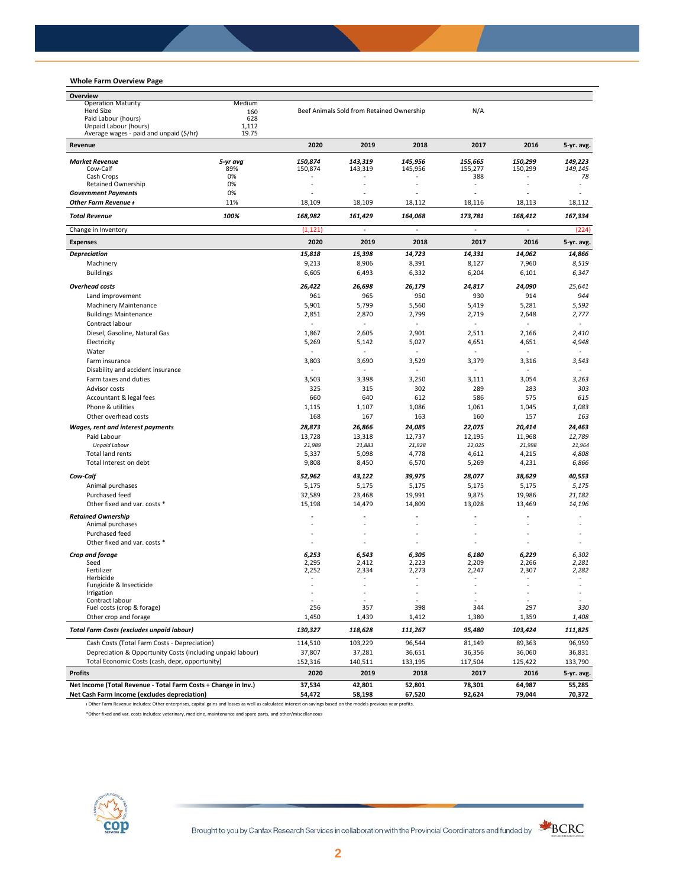**Whole Farm Overview Page**

| Overview | | | | | | | |
|---|---|---|---|---|---|---|---|
| Operation Maturity | Medium | | | | | | |
| Herd Size | 160 | Beef Animals Sold from Retained Ownership | | | N/A | | |
| Paid Labour (hours) | 628 | | | | | | |
| Unpaid Labour (hours) | 1,112 | | | | | | |
| Average wages - paid and unpaid ($/hr) | 19.75 | | | | | | |
| **Revenue** | | **2020** | **2019** | **2018** | **2017** | **2016** | **5-yr. avg.** |
| ***Market Revenue*** | ***5-yr avg*** | ***150,874*** | ***143,319*** | ***145,956*** | ***155,665*** | ***150,299*** | ***149,223*** |
| Cow-Calf | 89% | 150,874 | 143,319 | 145,956 | 155,277 | 150,299 | *149,145* |
| Cash Crops | 0% | - | - | - | 388 | - | *78* |
| Retained Ownership | 0% | - | - | - | - | - | - |
| ***Government Payments*** | 0% | - | - | - | - | - | - |
| ***Other Farm Revenue ᵻ*** | 11% | 18,109 | 18,109 | 18,112 | 18,116 | 18,113 | 18,112 |
| ***Total Revenue*** | ***100%*** | ***168,982*** | ***161,429*** | ***164,068*** | ***173,781*** | ***168,412*** | ***167,334*** |
| Change in Inventory | | (1,121) | - | - | - | - | (224) |
| **Expenses** | | **2020** | **2019** | **2018** | **2017** | **2016** | **5-yr. avg.** |
| ***Depreciation*** | | ***15,818*** | ***15,398*** | ***14,723*** | ***14,331*** | ***14,062*** | ***14,866*** |
| Machinery | | 9,213 | 8,906 | 8,391 | 8,127 | 7,960 | *8,519* |
| Buildings | | 6,605 | 6,493 | 6,332 | 6,204 | 6,101 | *6,347* |
| ***Overhead costs*** | | ***26,422*** | ***26,698*** | ***26,179*** | ***24,817*** | ***24,090*** | ***25,641*** |
| Land improvement | | 961 | 965 | 950 | 930 | 914 | *944* |
| Machinery Maintenance | | 5,901 | 5,799 | 5,560 | 5,419 | 5,281 | *5,592* |
| Buildings Maintenance | | 2,851 | 2,870 | 2,799 | 2,719 | 2,648 | *2,777* |
| Contract labour | | - | - | - | - | - | - |
| Diesel, Gasoline, Natural Gas | | 1,867 | 2,605 | 2,901 | 2,511 | 2,166 | *2,410* |
| Electricity | | 5,269 | 5,142 | 5,027 | 4,651 | 4,651 | *4,948* |
| Water | | - | - | - | - | - | - |
| Farm insurance | | 3,803 | 3,690 | 3,529 | 3,379 | 3,316 | *3,543* |
| Disability and accident insurance | | - | - | - | - | - | - |
| Farm taxes and duties | | 3,503 | 3,398 | 3,250 | 3,111 | 3,054 | *3,263* |
| Advisor costs | | 325 | 315 | 302 | 289 | 283 | *303* |
| Accountant & legal fees | | 660 | 640 | 612 | 586 | 575 | *615* |
| Phone & utilities | | 1,115 | 1,107 | 1,086 | 1,061 | 1,045 | *1,083* |
| Other overhead costs | | 168 | 167 | 163 | 160 | 157 | *163* |
| ***Wages, rent and interest payments*** | | ***28,873*** | ***26,866*** | ***24,085*** | ***22,075*** | ***20,414*** | ***24,463*** |
| Paid Labour | | 13,728 | 13,318 | 12,737 | 12,195 | 11,968 | *12,789* |
| *Unpaid Labour* | | *21,989* | *21,883* | *21,928* | *22,025* | *21,998* | *21,964* |
| Total land rents | | 5,337 | 5,098 | 4,778 | 4,612 | 4,215 | *4,808* |
| Total Interest on debt | | 9,808 | 8,450 | 6,570 | 5,269 | 4,231 | *6,866* |
| ***Cow-Calf*** | | ***52,962*** | ***43,122*** | ***39,975*** | ***28,077*** | ***38,629*** | ***40,553*** |
| Animal purchases | | 5,175 | 5,175 | 5,175 | 5,175 | 5,175 | *5,175* |
| Purchased feed | | 32,589 | 23,468 | 19,991 | 9,875 | 19,986 | *21,182* |
| Other fixed and var. costs * | | 15,198 | 14,479 | 14,809 | 13,028 | 13,469 | *14,196* |
| ***Retained Ownership*** | | - | - | - | - | - | - |
| Animal purchases | | - | - | - | - | - | - |
| Purchased feed | | - | - | - | - | - | - |
| Other fixed and var. costs * | | - | - | - | - | - | - |
| ***Crop and forage*** | | ***6,253*** | ***6,543*** | ***6,305*** | ***6,180*** | ***6,229*** | ***6,302*** |
| Seed | | 2,295 | 2,412 | 2,223 | 2,209 | 2,266 | *2,281* |
| Fertilizer | | 2,252 | 2,334 | 2,273 | 2,247 | 2,307 | *2,282* |
| Herbicide | | - | - | - | - | - | - |
| Fungicide & Insecticide | | - | - | - | - | - | - |
| Irrigation | | - | - | - | - | - | - |
| Contract labour | | - | - | - | - | - | - |
| Fuel costs (crop & forage) | | 256 | 357 | 398 | 344 | 297 | *330* |
| Other crop and forage | | 1,450 | 1,439 | 1,412 | 1,380 | 1,359 | *1,408* |
| ***Total Farm Costs (excludes unpaid labour)*** | | ***130,327*** | ***118,628*** | ***111,267*** | ***95,480*** | ***103,424*** | ***111,825*** |
| Cash Costs (Total Farm Costs - Depreciation) | | 114,510 | 103,229 | 96,544 | 81,149 | 89,363 | 96,959 |
| Depreciation & Opportunity Costs (including unpaid labour) | | 37,807 | 37,281 | 36,651 | 36,356 | 36,060 | 36,831 |
| Total Economic Costs (cash, depr, opportunity) | | 152,316 | 140,511 | 133,195 | 117,504 | 125,422 | 133,790 |
| **Profits** | | **2020** | **2019** | **2018** | **2017** | **2016** | **5-yr. avg.** |
| **Net Income (Total Revenue - Total Farm Costs + Change in Inv.)** | | **37,534** | **42,801** | **52,801** | **78,301** | **64,987** | **55,285** |
| **Net Cash Farm Income (excludes depreciation)** | | **54,472** | **58,198** | **67,520** | **92,624** | **79,044** | **70,372** |

ᵻ Other Farm Revenue includes: Other enterprises, capital gains and losses as well as calculated interest on savings based on the models previous year profits.

*Other fixed and var. costs includes: veterinary, medicine, maintenance and spare parts, and other/miscellaneous

Brought to you by Canfax Research Services in collaboration with the Provincial Coordinators and funded by BCRC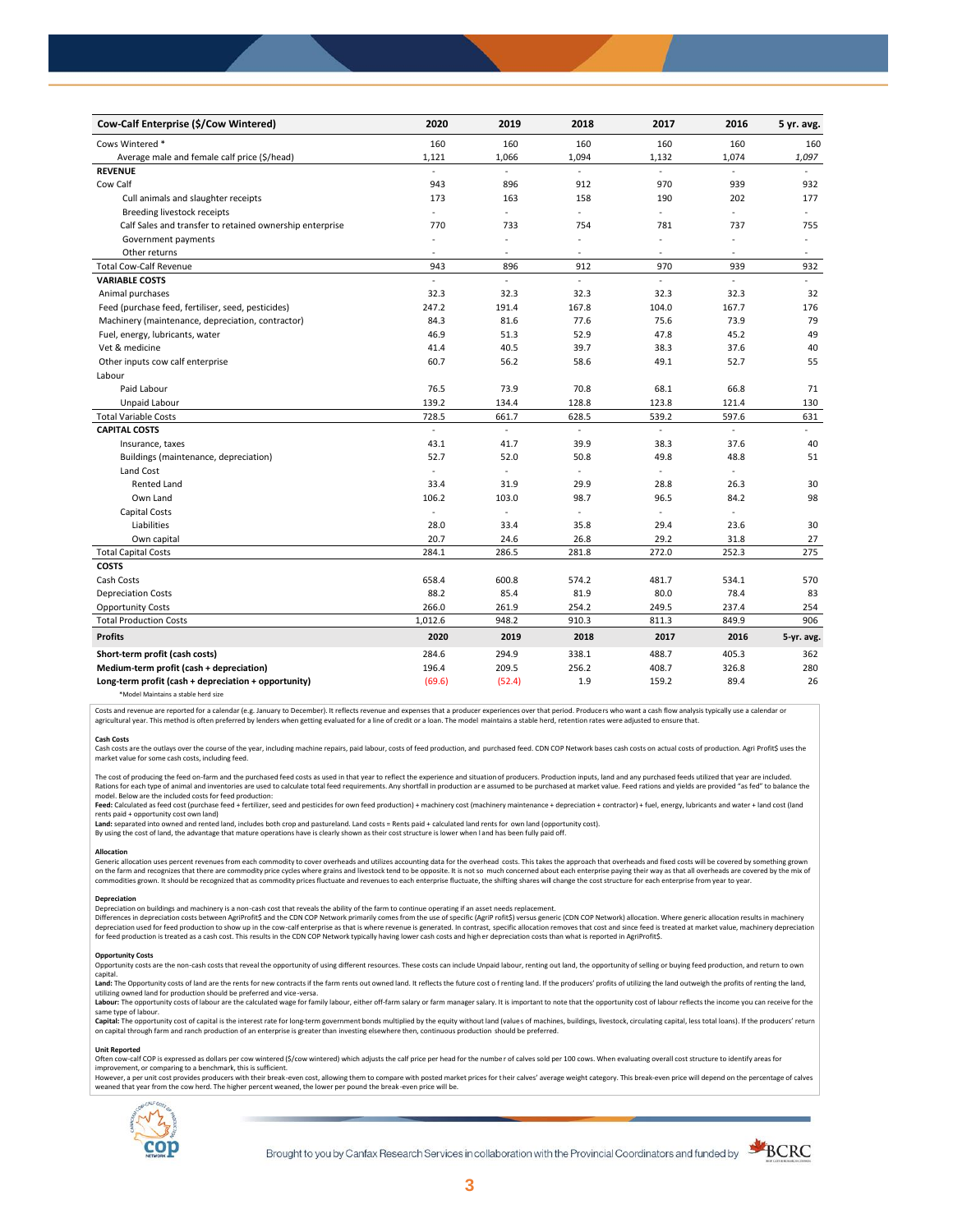| Cow-Calf Enterprise ($/Cow Wintered) | 2020 | 2019 | 2018 | 2017 | 2016 | 5 yr. avg. |
|---|---|---|---|---|---|---|
| Cows Wintered * | 160 | 160 | 160 | 160 | 160 | 160 |
| Average male and female calf price ($/head) | 1,121 | 1,066 | 1,094 | 1,132 | 1,074 | *1,097* |
| **REVENUE** | - | - | - | - | - | - |
| Cow Calf | 943 | 896 | 912 | 970 | 939 | 932 |
| Cull animals and slaughter receipts | 173 | 163 | 158 | 190 | 202 | 177 |
| Breeding livestock receipts | - | - | - | - | - | - |
| Calf Sales and transfer to retained ownership enterprise | 770 | 733 | 754 | 781 | 737 | 755 |
| Government payments | - | - | - | - | - | - |
| Other returns | - | - | - | - | - | - |
| Total Cow-Calf Revenue | 943 | 896 | 912 | 970 | 939 | 932 |
| **VARIABLE COSTS** | - | - | - | - | - | - |
| Animal purchases | 32.3 | 32.3 | 32.3 | 32.3 | 32.3 | 32 |
| Feed (purchase feed, fertiliser, seed, pesticides) | 247.2 | 191.4 | 167.8 | 104.0 | 167.7 | 176 |
| Machinery (maintenance, depreciation, contractor) | 84.3 | 81.6 | 77.6 | 75.6 | 73.9 | 79 |
| Fuel, energy, lubricants, water | 46.9 | 51.3 | 52.9 | 47.8 | 45.2 | 49 |
| Vet & medicine | 41.4 | 40.5 | 39.7 | 38.3 | 37.6 | 40 |
| Other inputs cow calf enterprise | 60.7 | 56.2 | 58.6 | 49.1 | 52.7 | 55 |
| Labour | | | | | | |
| Paid Labour | 76.5 | 73.9 | 70.8 | 68.1 | 66.8 | 71 |
| Unpaid Labour | 139.2 | 134.4 | 128.8 | 123.8 | 121.4 | 130 |
| Total Variable Costs | 728.5 | 661.7 | 628.5 | 539.2 | 597.6 | 631 |
| **CAPITAL COSTS** | - | - | - | - | - | - |
| Insurance, taxes | 43.1 | 41.7 | 39.9 | 38.3 | 37.6 | 40 |
| Buildings (maintenance, depreciation) | 52.7 | 52.0 | 50.8 | 49.8 | 48.8 | 51 |
| Land Cost | - | - | - | - | - | |
| Rented Land | 33.4 | 31.9 | 29.9 | 28.8 | 26.3 | 30 |
| Own Land | 106.2 | 103.0 | 98.7 | 96.5 | 84.2 | 98 |
| Capital Costs | - | - | - | - | - | |
| Liabilities | 28.0 | 33.4 | 35.8 | 29.4 | 23.6 | 30 |
| Own capital | 20.7 | 24.6 | 26.8 | 29.2 | 31.8 | 27 |
| Total Capital Costs | 284.1 | 286.5 | 281.8 | 272.0 | 252.3 | 275 |
| **COSTS** | | | | | | |
| Cash Costs | 658.4 | 600.8 | 574.2 | 481.7 | 534.1 | 570 |
| Depreciation Costs | 88.2 | 85.4 | 81.9 | 80.0 | 78.4 | 83 |
| Opportunity Costs | 266.0 | 261.9 | 254.2 | 249.5 | 237.4 | 254 |
| Total Production Costs | 1,012.6 | 948.2 | 910.3 | 811.3 | 849.9 | 906 |
| **Profits** | **2020** | **2019** | **2018** | **2017** | **2016** | **5-yr. avg.** |
| **Short-term profit (cash costs)** | 284.6 | 294.9 | 338.1 | 488.7 | 405.3 | 362 |
| **Medium-term profit (cash + depreciation)** | 196.4 | 209.5 | 256.2 | 408.7 | 326.8 | 280 |
| **Long-term profit (cash + depreciation + opportunity)** | (69.6) | (52.4) | 1.9 | 159.2 | 89.4 | 26 |

*Model Maintains a stable herd size

Costs and revenue are reported for a calendar (e.g. January to December). It reflects revenue and expenses that a producer experiences over that period. Producers who want a cash flow analysis typically use a calendar or agricultural year. This method is often preferred by lenders when getting evaluated for a line of credit or a loan. The model maintains a stable herd, retention rates were adjusted to ensure that.

**Cash Costs**

Cash costs are the outlays over the course of the year, including machine repairs, paid labour, costs of feed production, and purchased feed. CDN COP Network bases cash costs on actual costs of production. Agri Profit$ uses the market value for some cash costs, including feed.

The cost of producing the feed on-farm and the purchased feed costs as used in that year to reflect the experience and situation of producers. Production inputs, land and any purchased feeds utilized that year are included. Rations for each type of animal and inventories are used to calculate total feed requirements. Any shortfall in production are assumed to be purchased at market value. Feed rations and yields are provided "as fed" to balance the model. Below are the included costs for feed production:
**Feed:** Calculated as feed cost (purchase feed + fertilizer, seed and pesticides for own feed production) + machinery cost (machinery maintenance + depreciation + contractor) + fuel, energy, lubricants and water + land cost (land rents paid + opportunity cost own land)
**Land:** separated into owned and rented land, includes both crop and pastureland. Land costs = Rents paid + calculated land rents for own land (opportunity cost).
By using the cost of land, the advantage that mature operations have is clearly shown as their cost structure is lower when land has been fully paid off.

**Allocation**

Generic allocation uses percent revenues from each commodity to cover overheads and utilizes accounting data for the overhead costs. This takes the approach that overheads and fixed costs will be covered by something grown on the farm and recognizes that there are commodity price cycles where grains and livestock tend to be opposite. It is not so much concerned about each enterprise paying their way as that all overheads are covered by the mix of commodities grown. It should be recognized that as commodity prices fluctuate and revenues to each enterprise fluctuate, the shifting shares will change the cost structure for each enterprise from year to year.

**Depreciation**

Depreciation on buildings and machinery is a non-cash cost that reveals the ability of the farm to continue operating if an asset needs replacement.
Differences in depreciation costs between AgriProfit$ and the CDN COP Network primarily comes from the use of specific (AgriProfit$) versus generic (CDN COP Network) allocation. Where generic allocation results in machinery depreciation used for feed production to show up in the cow-calf enterprise as that is where revenue is generated. In contrast, specific allocation removes that cost and since feed is treated at market value, machinery depreciation for feed production is treated as a cash cost. This results in the CDN COP Network typically having lower cash costs and higher depreciation costs than what is reported in AgriProfit$.

**Opportunity Costs**

Opportunity costs are the non-cash costs that reveal the opportunity of using different resources. These costs can include Unpaid labour, renting out land, the opportunity of selling or buying feed production, and return to own capital.
**Land:** The Opportunity costs of land are the rents for new contracts if the farm rents out owned land. It reflects the future cost of renting land. If the producers' profits of utilizing the land outweigh the profits of renting the land, utilizing owned land for production should be preferred and vice-versa.
**Labour:** The opportunity costs of labour are the calculated wage for family labour, either off-farm salary or farm manager salary. It is important to note that the opportunity cost of labour reflects the income you can receive for the same type of labour.
**Capital:** The opportunity cost of capital is the interest rate for long-term government bonds multiplied by the equity without land (values of machines, buildings, livestock, circulating capital, less total loans). If the producers' return on capital through farm and ranch production of an enterprise is greater than investing elsewhere then, continuous production should be preferred.

**Unit Reported**

Often cow-calf COP is expressed as dollars per cow wintered ($/cow wintered) which adjusts the calf price per head for the number of calves sold per 100 cows. When evaluating overall cost structure to identify areas for improvement, or comparing to a benchmark, this is sufficient.
However, a per unit cost provides producers with their break-even cost, allowing them to compare with posted market prices for their calves' average weight category. This break-even price will depend on the percentage of calves weaned that year from the cow herd. The higher percent weaned, the lower per pound the break-even price will be.

Brought to you by Canfax Research Services in collaboration with the Provincial Coordinators and funded by BCRC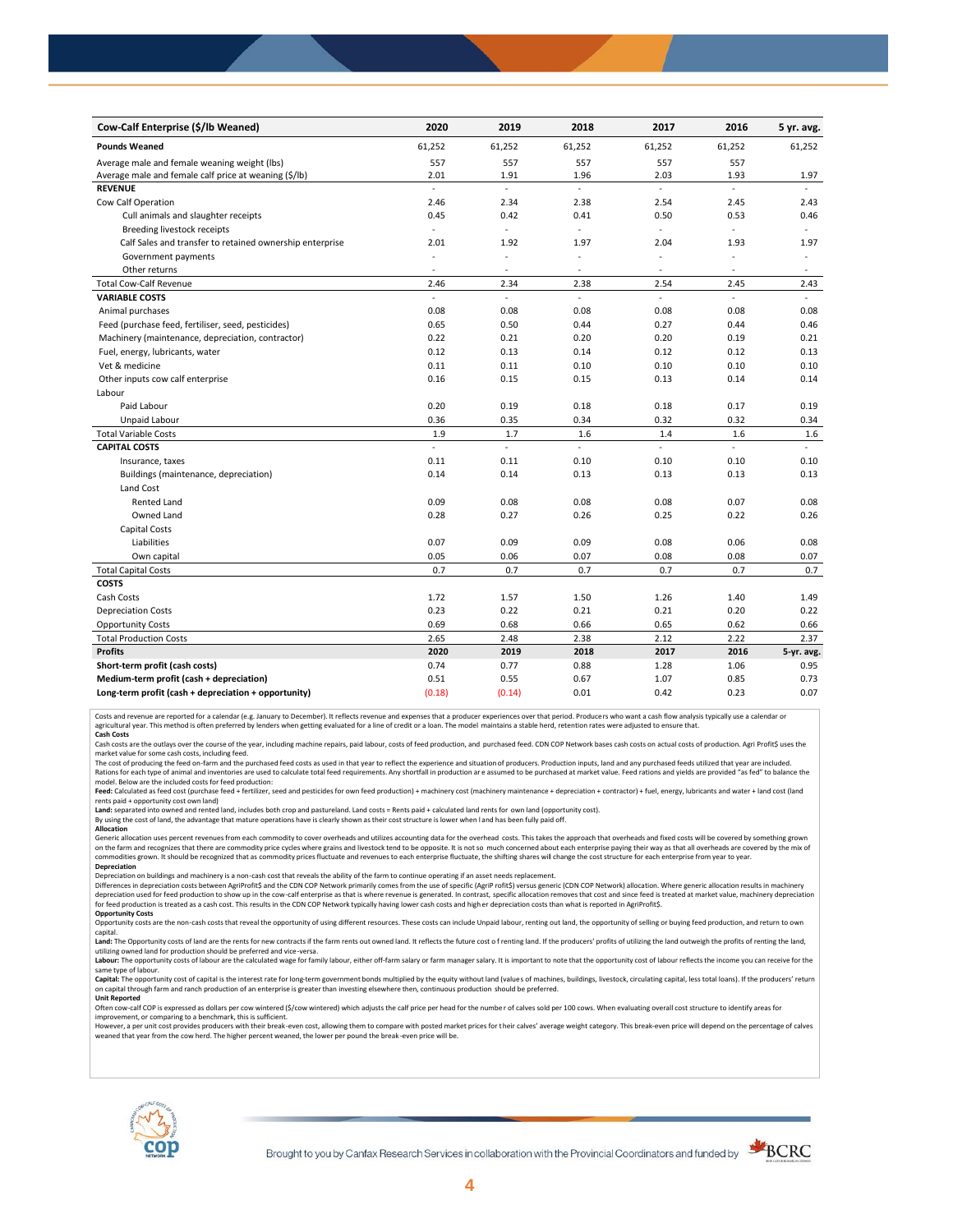| Cow-Calf Enterprise ($/lb Weaned) | 2020 | 2019 | 2018 | 2017 | 2016 | 5 yr. avg. |
|---|---|---|---|---|---|---|
| **Pounds Weaned** | 61,252 | 61,252 | 61,252 | 61,252 | 61,252 | 61,252 |
| Average male and female weaning weight (lbs) | 557 | 557 | 557 | 557 | 557 | |
| Average male and female calf price at weaning ($/lb) | 2.01 | 1.91 | 1.96 | 2.03 | 1.93 | 1.97 |
| **REVENUE** | - | - | - | - | - | - |
| Cow Calf Operation | 2.46 | 2.34 | 2.38 | 2.54 | 2.45 | 2.43 |
| Cull animals and slaughter receipts | 0.45 | 0.42 | 0.41 | 0.50 | 0.53 | 0.46 |
| Breeding livestock receipts | - | - | - | - | - | - |
| Calf Sales and transfer to retained ownership enterprise | 2.01 | 1.92 | 1.97 | 2.04 | 1.93 | 1.97 |
| Government payments | - | - | - | - | - | - |
| Other returns | - | - | - | - | - | - |
| Total Cow-Calf Revenue | 2.46 | 2.34 | 2.38 | 2.54 | 2.45 | 2.43 |
| **VARIABLE COSTS** | - | - | - | - | - | - |
| Animal purchases | 0.08 | 0.08 | 0.08 | 0.08 | 0.08 | 0.08 |
| Feed (purchase feed, fertiliser, seed, pesticides) | 0.65 | 0.50 | 0.44 | 0.27 | 0.44 | 0.46 |
| Machinery (maintenance, depreciation, contractor) | 0.22 | 0.21 | 0.20 | 0.20 | 0.19 | 0.21 |
| Fuel, energy, lubricants, water | 0.12 | 0.13 | 0.14 | 0.12 | 0.12 | 0.13 |
| Vet & medicine | 0.11 | 0.11 | 0.10 | 0.10 | 0.10 | 0.10 |
| Other inputs cow calf enterprise | 0.16 | 0.15 | 0.15 | 0.13 | 0.14 | 0.14 |
| Labour | | | | | | |
| Paid Labour | 0.20 | 0.19 | 0.18 | 0.18 | 0.17 | 0.19 |
| Unpaid Labour | 0.36 | 0.35 | 0.34 | 0.32 | 0.32 | 0.34 |
| Total Variable Costs | 1.9 | 1.7 | 1.6 | 1.4 | 1.6 | 1.6 |
| **CAPITAL COSTS** | - | - | - | - | - | - |
| Insurance, taxes | 0.11 | 0.11 | 0.10 | 0.10 | 0.10 | 0.10 |
| Buildings (maintenance, depreciation) | 0.14 | 0.14 | 0.13 | 0.13 | 0.13 | 0.13 |
| Land Cost | | | | | | |
| Rented Land | 0.09 | 0.08 | 0.08 | 0.08 | 0.07 | 0.08 |
| Owned Land | 0.28 | 0.27 | 0.26 | 0.25 | 0.22 | 0.26 |
| Capital Costs | | | | | | |
| Liabilities | 0.07 | 0.09 | 0.09 | 0.08 | 0.06 | 0.08 |
| Own capital | 0.05 | 0.06 | 0.07 | 0.08 | 0.08 | 0.07 |
| Total Capital Costs | 0.7 | 0.7 | 0.7 | 0.7 | 0.7 | 0.7 |
| **COSTS** | | | | | | |
| Cash Costs | 1.72 | 1.57 | 1.50 | 1.26 | 1.40 | 1.49 |
| Depreciation Costs | 0.23 | 0.22 | 0.21 | 0.21 | 0.20 | 0.22 |
| Opportunity Costs | 0.69 | 0.68 | 0.66 | 0.65 | 0.62 | 0.66 |
| Total Production Costs | 2.65 | 2.48 | 2.38 | 2.12 | 2.22 | 2.37 |
| **Profits** | **2020** | **2019** | **2018** | **2017** | **2016** | **5-yr. avg.** |
| **Short-term profit (cash costs)** | 0.74 | 0.77 | 0.88 | 1.28 | 1.06 | 0.95 |
| **Medium-term profit (cash + depreciation)** | 0.51 | 0.55 | 0.67 | 1.07 | 0.85 | 0.73 |
| **Long-term profit (cash + depreciation + opportunity)** | (0.18) | (0.14) | 0.01 | 0.42 | 0.23 | 0.07 |

Costs and revenue are reported for a calendar (e.g. January to December). It reflects revenue and expenses that a producer experiences over that period. Producers who want a cash flow analysis typically use a calendar or agricultural year. This method is often preferred by lenders when getting evaluated for a line of credit or a loan. The model maintains a stable herd, retention rates were adjusted to ensure that.

**Cash Costs**

Cash costs are the outlays over the course of the year, including machine repairs, paid labour, costs of feed production, and purchased feed. CDN COP Network bases cash costs on actual costs of production. Agri Profit$ uses the market value for some cash costs, including feed.

The cost of producing the feed on-farm and the purchased feed costs as used in that year to reflect the experience and situation of producers. Production inputs, land and any purchased feeds utilized that year are included. Rations for each type of animal and inventories are used to calculate total feed requirements. Any shortfall in production are assumed to be purchased at market value. Feed rations and yields are provided "as fed" to balance the model. Below are the included costs for feed production:

**Feed:** Calculated as feed cost (purchase feed + fertilizer, seed and pesticides for own feed production) + machinery cost (machinery maintenance + depreciation + contractor) + fuel, energy, lubricants and water + land cost (land rents paid + opportunity cost own land)

**Land:** separated into owned and rented land, includes both crop and pastureland. Land costs = Rents paid + calculated land rents for own land (opportunity cost).

By using the cost of land, the advantage that mature operations have is clearly shown as their cost structure is lower when land has been fully paid off.

**Allocation**

Generic allocation uses percent revenues from each commodity to cover overheads and utilizes accounting data for the overhead costs. This takes the approach that overheads and fixed costs will be covered by something grown on the farm and recognizes that there are commodity price cycles where grains and livestock tend to be opposite. It is not so much concerned about each enterprise paying their way as that all overheads are covered by the mix of commodities grown. It should be recognized that as commodity prices fluctuate and revenues to each enterprise fluctuate, the shifting shares will change the cost structure for each enterprise from year to year.

**Depreciation**

Depreciation on buildings and machinery is a non-cash cost that reveals the ability of the farm to continue operating if an asset needs replacement.

Differences in depreciation costs between AgriProfit$ and the CDN COP Network primarily comes from the use of specific (AgriP rofit$) versus generic (CDN COP Network) allocation. Where generic allocation results in machinery depreciation used for feed production to show up in the cow-calf enterprise as that is where revenue is generated. In contrast, specific allocation removes that cost and since feed is treated at market value, machinery depreciation for feed production is treated as a cash cost. This results in the CDN COP Network typically having lower cash costs and higher depreciation costs than what is reported in AgriProfit$.

**Opportunity Costs**

Opportunity costs are the non-cash costs that reveal the opportunity of using different resources. These costs can include Unpaid labour, renting out land, the opportunity of selling or buying feed production, and return to own capital.

**Land:** The Opportunity costs of land are the rents for new contracts if the farm rents out owned land. It reflects the future cost of renting land. If the producers' profits of utilizing the land outweigh the profits of renting the land, utilizing owned land for production should be preferred and vice-versa.

**Labour:** The opportunity costs of labour are the calculated wage for family labour, either off-farm salary or farm manager salary. It is important to note that the opportunity cost of labour reflects the income you can receive for the same type of labour.

**Capital:** The opportunity cost of capital is the interest rate for long-term government bonds multiplied by the equity without land (values of machines, buildings, livestock, circulating capital, less total loans). If the producers' return on capital through farm and ranch production of an enterprise is greater than investing elsewhere then, continuous production should be preferred.

**Unit Reported**

Often cow-calf COP is expressed as dollars per cow wintered ($/cow wintered) which adjusts the calf price per head for the number of calves sold per 100 cows. When evaluating overall cost structure to identify areas for improvement, or comparing to a benchmark, this is sufficient.

However, a per unit cost provides producers with their break-even cost, allowing them to compare with posted market prices for their calves' average weight category. This break-even price will depend on the percentage of calves weaned that year from the cow herd. The higher percent weaned, the lower per pound the break-even price will be.

Brought to you by Canfax Research Services in collaboration with the Provincial Coordinators and funded by BCRC